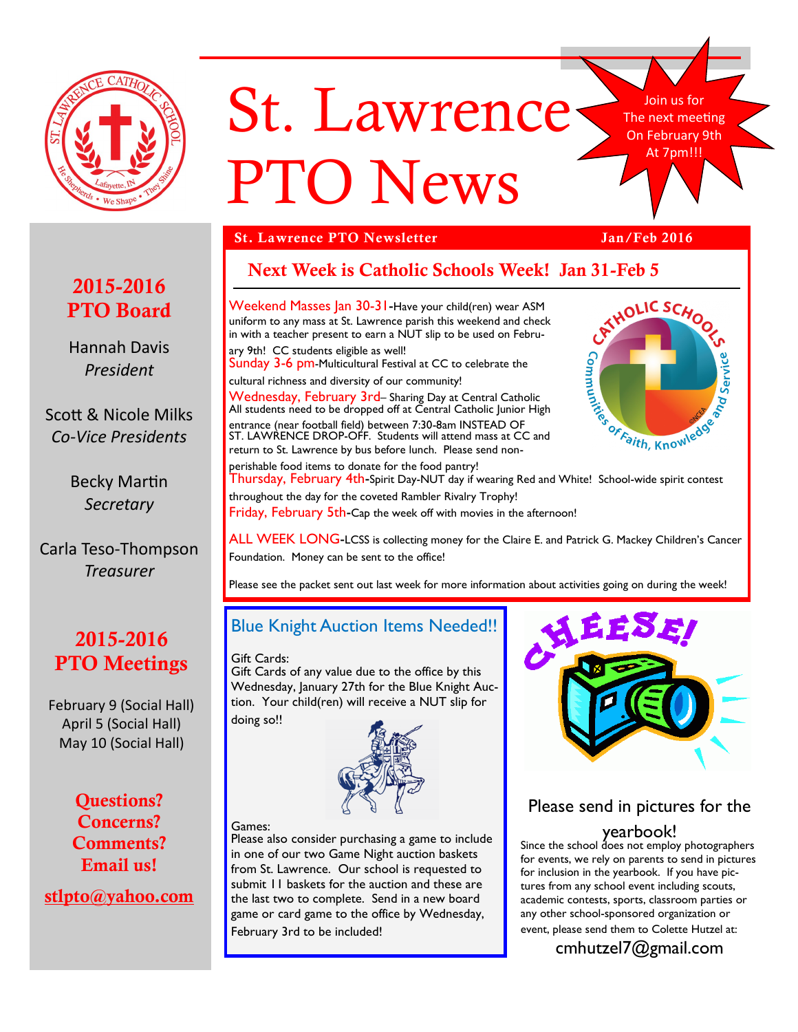# St. Lawrence PTO News

Join us for The next meeting On February 9th At 7pm!!!

**St. Lawrence PTO Newsletter** — **Jan/Feb 2016**

## Next Week is Catholic Schools Week! Jan 31-Feb 5

**Weekend Masses Jan 30-31**-Have your child(ren) wear ASM uniform to any mass at St. Lawrence parish this weekend and check in with a teacher present to earn a NUT slip to be used on February 9th! CC students eligible as well!

**Sunday 3-6 pm**-Multicultural Festival at CC to celebrate the cultural richness and diversity of our community!

**Wednesday, February 3rd**– Sharing Day at Central Catholic All students need to be dropped off at Central Catholic Junior High entrance (near football field) between 7:30-8am INSTEAD OF ST. LAWRENCE DROP-OFF. Students will attend mass at CC and return to St. Lawrence by bus before lunch. Please send non-perishable food items to donate for the food pantry!

**Thursday, February 4th**-Spirit Day-NUT day if wearing Red and White! School-wide spirit contest throughout the day for the coveted Rambler Rivalry Trophy!

**Friday, February 5th**-Cap the week off with movies in the afternoon!

**ALL WEEK LONG**-LCSS is collecting money for the Claire E. and Patrick G. Mackey Children's Cancer Foundation. Money can be sent to the office!

Please see the packet sent out last week for more information about activities going on during the week!

## Blue Knight Auction Items Needed!!

Gift Cards:
Gift Cards of any value due to the office by this Wednesday, January 27th for the Blue Knight Auction. Your child(ren) will receive a NUT slip for doing so!!

Games:
Please also consider purchasing a game to include in one of our two Game Night auction baskets from St. Lawrence. Our school is requested to submit 11 baskets for the auction and these are the last two to complete. Send in a new board game or card game to the office by Wednesday, February 3rd to be included!

## Please send in pictures for the yearbook!

Since the school does not employ photographers for events, we rely on parents to send in pictures for inclusion in the yearbook. If you have pictures from any school event including scouts, academic contests, sports, classroom parties or any other school-sponsored organization or event, please send them to Colette Hutzel at:

cmhutzel7@gmail.com

## 2015-2016 PTO Board

Hannah Davis
*President*

Scott & Nicole Milks
*Co-Vice Presidents*

Becky Martin
*Secretary*

Carla Teso-Thompson
*Treasurer*

## 2015-2016 PTO Meetings

February 9 (Social Hall)
April 5 (Social Hall)
May 10 (Social Hall)

**Questions? Concerns? Comments? Email us!**

stlpto@yahoo.com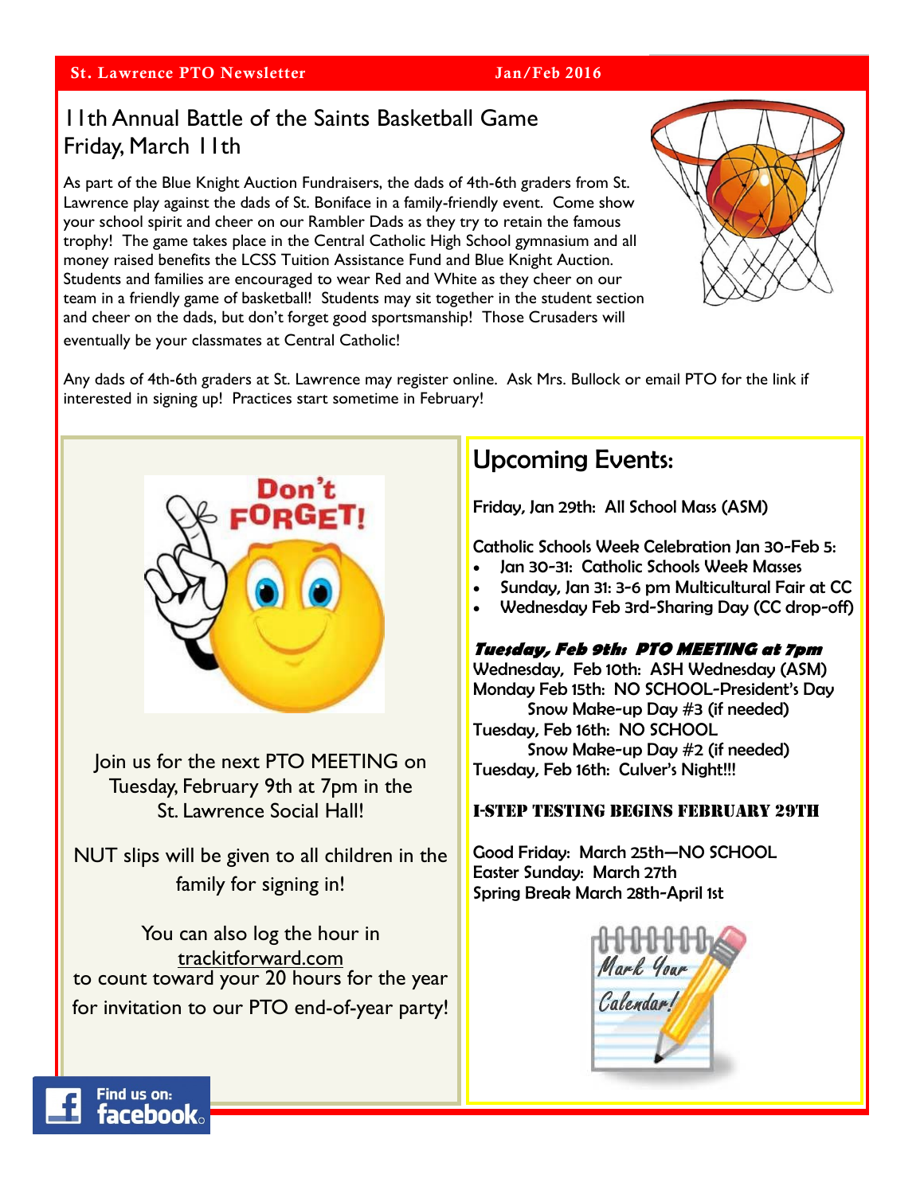# 11th Annual Battle of the Saints Basketball Game
## Friday, March 11th

As part of the Blue Knight Auction Fundraisers, the dads of 4th-6th graders from St. Lawrence play against the dads of St. Boniface in a family-friendly event. Come show your school spirit and cheer on our Rambler Dads as they try to retain the famous trophy! The game takes place in the Central Catholic High School gymnasium and all money raised benefits the LCSS Tuition Assistance Fund and Blue Knight Auction. Students and families are encouraged to wear Red and White as they cheer on our team in a friendly game of basketball! Students may sit together in the student section and cheer on the dads, but don't forget good sportsmanship! Those Crusaders will eventually be your classmates at Central Catholic!

Any dads of 4th-6th graders at St. Lawrence may register online. Ask Mrs. Bullock or email PTO for the link if interested in signing up! Practices start sometime in February!

Don't FORGET!

Join us for the next PTO MEETING on Tuesday, February 9th at 7pm in the St. Lawrence Social Hall!

NUT slips will be given to all children in the family for signing in!

You can also log the hour in trackitforward.com to count toward your 20 hours for the year for invitation to our PTO end-of-year party!

## Upcoming Events:

Friday, Jan 29th: All School Mass (ASM)

Catholic Schools Week Celebration Jan 30-Feb 5:
- Jan 30-31: Catholic Schools Week Masses
- Sunday, Jan 31: 3-6 pm Multicultural Fair at CC
- Wednesday Feb 3rd-Sharing Day (CC drop-off)

***Tuesday, Feb 9th: PTO MEETING at 7pm***
Wednesday, Feb 10th: ASH Wednesday (ASM)
Monday Feb 15th: NO SCHOOL-President's Day
Snow Make-up Day #3 (if needed)
Tuesday, Feb 16th: NO SCHOOL
Snow Make-up Day #2 (if needed)
Tuesday, Feb 16th: Culver's Night!!!

**I-STEP TESTING BEGINS FEBRUARY 29TH**

Good Friday: March 25th—NO SCHOOL
Easter Sunday: March 27th
Spring Break March 28th-April 1st

Mark Your Calendar!

Find us on: facebook